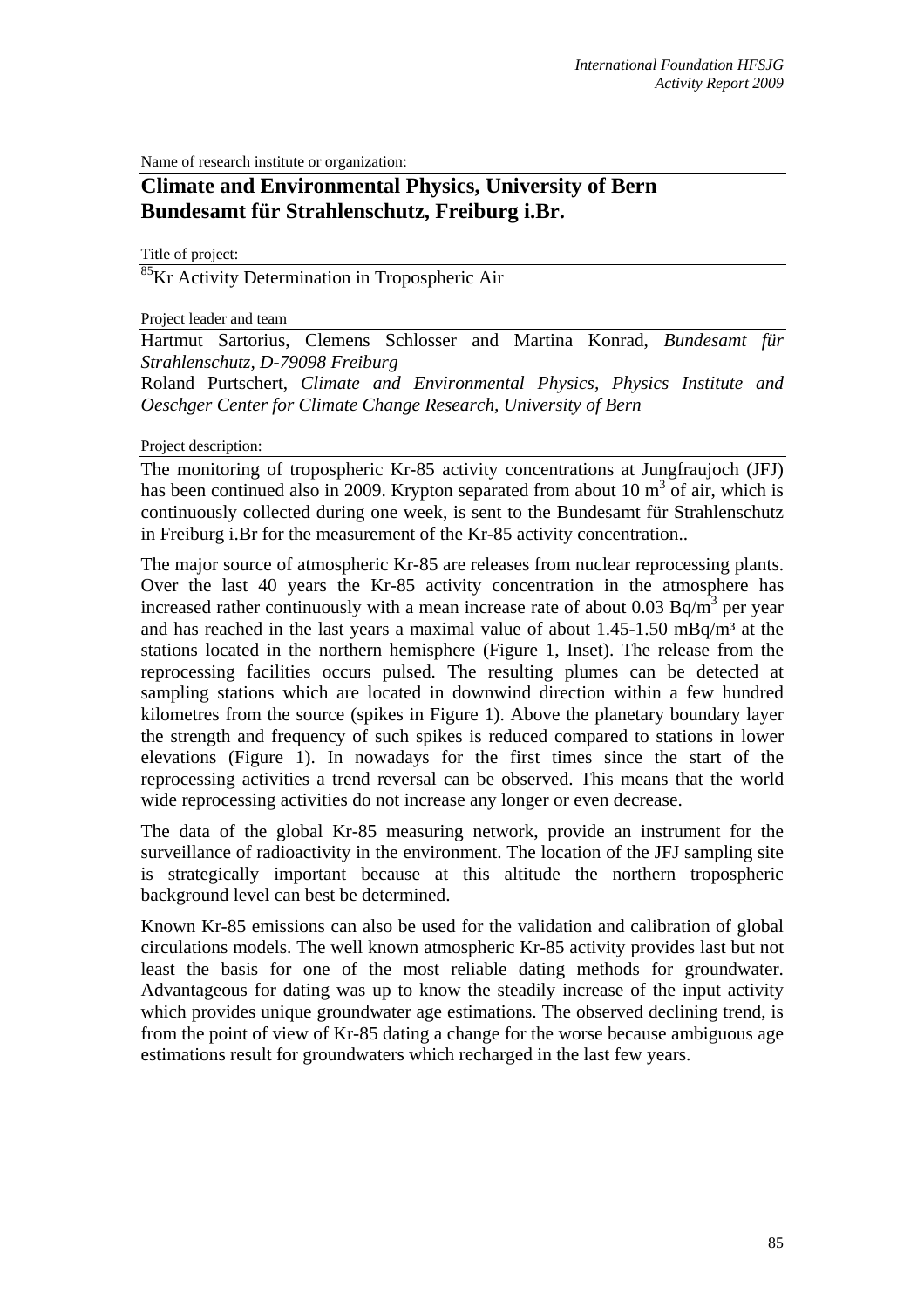Name of research institute or organization:

# Climate and Environmental Physics, University of Bern
# Bundesamt für Strahlenschutz, Freiburg i.Br.

Title of project:

$^{85}$Kr Activity Determination in Tropospheric Air

Project leader and team

Hartmut Sartorius, Clemens Schlosser and Martina Konrad, *Bundesamt für Strahlenschutz, D-79098 Freiburg*

Roland Purtschert, *Climate and Environmental Physics, Physics Institute and Oeschger Center for Climate Change Research, University of Bern*

Project description:

The monitoring of tropospheric Kr-85 activity concentrations at Jungfraujoch (JFJ) has been continued also in 2009. Krypton separated from about 10 $m^3$ of air, which is continuously collected during one week, is sent to the Bundesamt für Strahlenschutz in Freiburg i.Br for the measurement of the Kr-85 activity concentration..

The major source of atmospheric Kr-85 are releases from nuclear reprocessing plants. Over the last 40 years the Kr-85 activity concentration in the atmosphere has increased rather continuously with a mean increase rate of about 0.03 $Bq/m^3$ per year and has reached in the last years a maximal value of about 1.45-1.50 $mBq/m^3$ at the stations located in the northern hemisphere (Figure 1, Inset). The release from the reprocessing facilities occurs pulsed. The resulting plumes can be detected at sampling stations which are located in downwind direction within a few hundred kilometres from the source (spikes in Figure 1). Above the planetary boundary layer the strength and frequency of such spikes is reduced compared to stations in lower elevations (Figure 1). In nowadays for the first times since the start of the reprocessing activities a trend reversal can be observed. This means that the world wide reprocessing activities do not increase any longer or even decrease.

The data of the global Kr-85 measuring network, provide an instrument for the surveillance of radioactivity in the environment. The location of the JFJ sampling site is strategically important because at this altitude the northern tropospheric background level can best be determined.

Known Kr-85 emissions can also be used for the validation and calibration of global circulations models. The well known atmospheric Kr-85 activity provides last but not least the basis for one of the most reliable dating methods for groundwater. Advantageous for dating was up to know the steadily increase of the input activity which provides unique groundwater age estimations. The observed declining trend, is from the point of view of Kr-85 dating a change for the worse because ambiguous age estimations result for groundwaters which recharged in the last few years.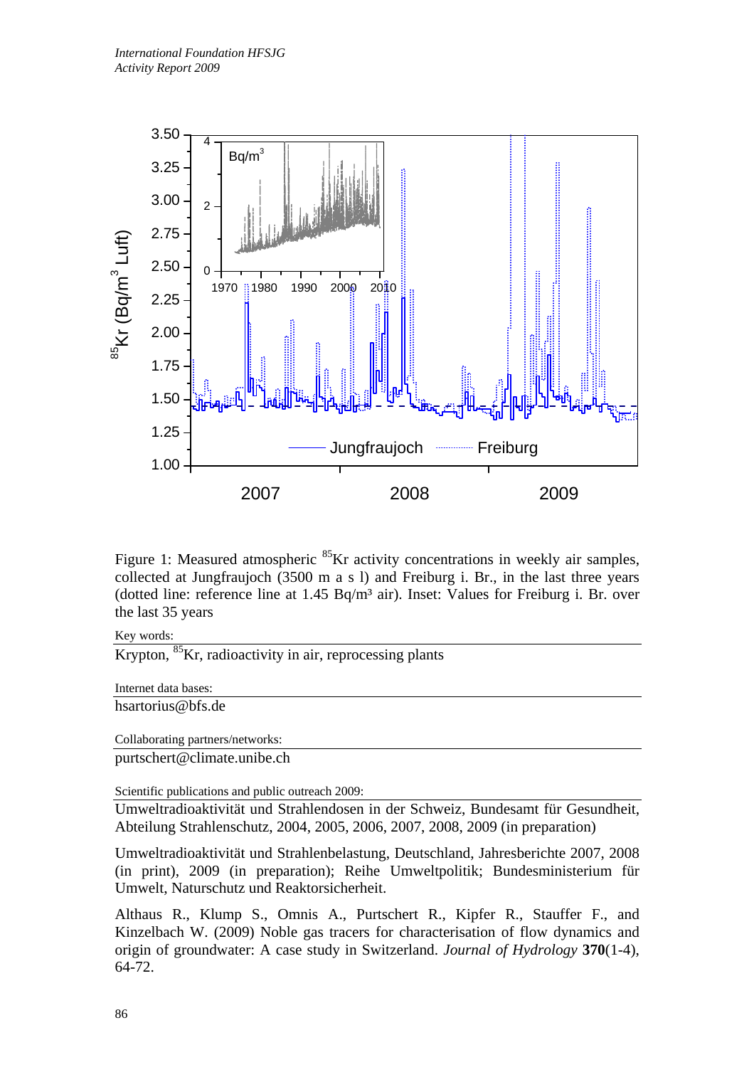Figure 1: Measured atmospheric $^{85}$Kr activity concentrations in weekly air samples, collected at Jungfraujoch (3500 m a s l) and Freiburg i. Br., in the last three years (dotted line: reference line at 1.45 Bq/m³ air). Inset: Values for Freiburg i. Br. over the last 35 years

Key words:

Krypton, $^{85}$Kr, radioactivity in air, reprocessing plants

Internet data bases:

hsartorius@bfs.de

Collaborating partners/networks:

purtschert@climate.unibe.ch

Scientific publications and public outreach 2009:

Umweltradioaktivität und Strahlendosen in der Schweiz, Bundesamt für Gesundheit, Abteilung Strahlenschutz, 2004, 2005, 2006, 2007, 2008, 2009 (in preparation)

Umweltradioaktivität und Strahlenbelastung, Deutschland, Jahresberichte 2007, 2008 (in print), 2009 (in preparation); Reihe Umweltpolitik; Bundesministerium für Umwelt, Naturschutz und Reaktorsicherheit.

Althaus R., Klump S., Omnis A., Purtschert R., Kipfer R., Stauffer F., and Kinzelbach W. (2009) Noble gas tracers for characterisation of flow dynamics and origin of groundwater: A case study in Switzerland. *Journal of Hydrology* **370**(1-4), 64-72.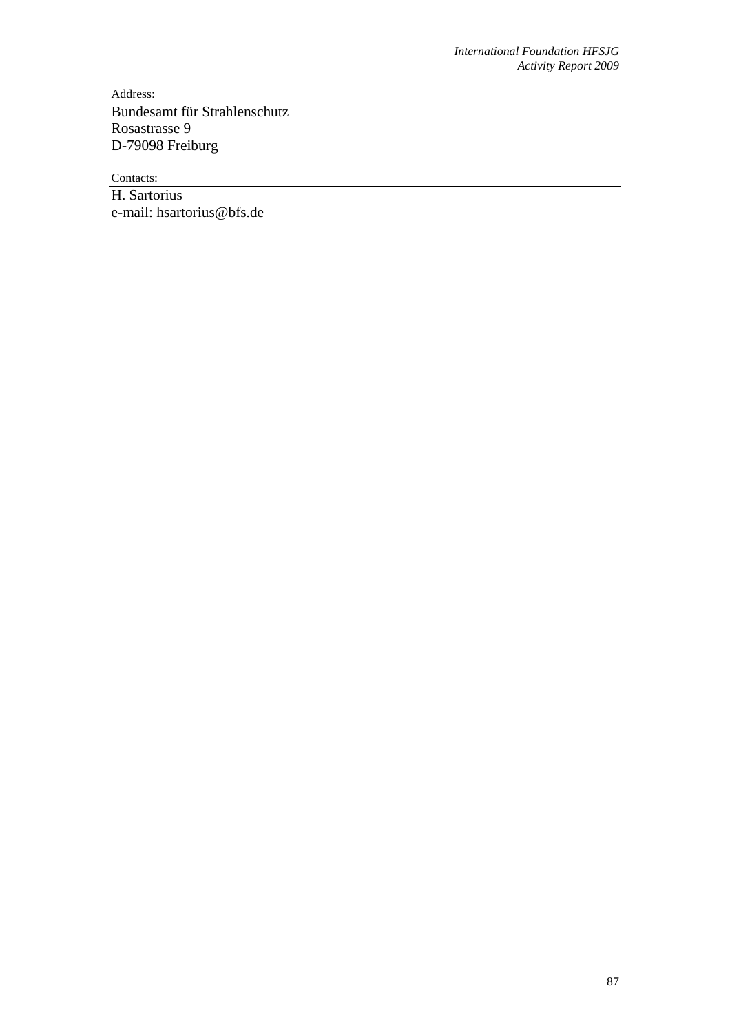Address:

Bundesamt für Strahlenschutz
Rosastrasse 9
D-79098 Freiburg

Contacts:

H. Sartorius
e-mail: hsartorius@bfs.de